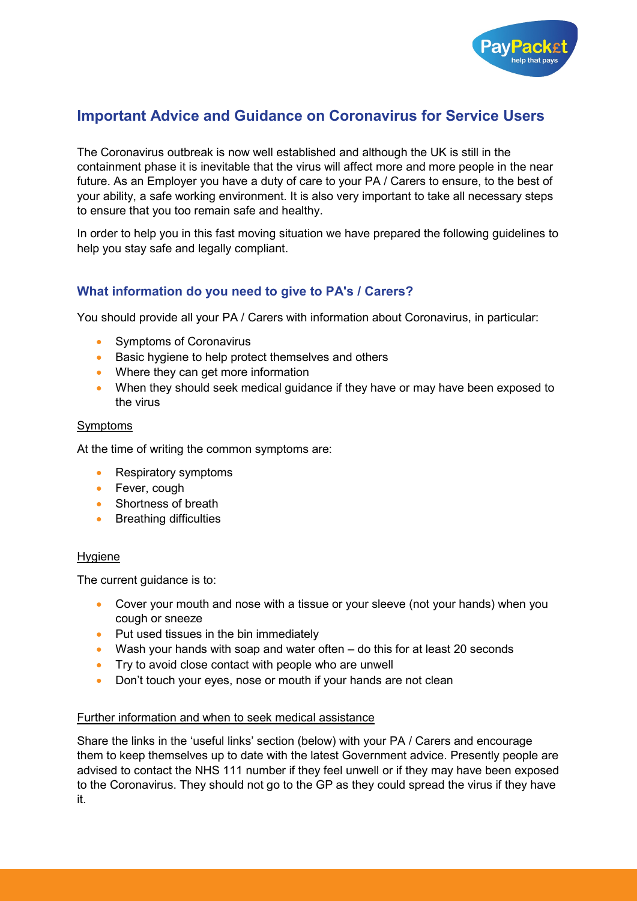# Important Advice and Guidance on Coronavirus for Service Users

The Coronavirus outbreak is now well established and although the UK is still in the containment phase it is inevitable that the virus will affect more and more people in the near future. As an Employer you have a duty of care to your PA / Carers to ensure, to the best of your ability, a safe working environment. It is also very important to take all necessary steps to ensure that you too remain safe and healthy.

In order to help you in this fast moving situation we have prepared the following guidelines to help you stay safe and legally compliant.

## What information do you need to give to PA's / Carers?

You should provide all your PA / Carers with information about Coronavirus, in particular:

- Symptoms of Coronavirus
- Basic hygiene to help protect themselves and others
- Where they can get more information
- When they should seek medical guidance if they have or may have been exposed to the virus

### Symptoms

At the time of writing the common symptoms are:

- Respiratory symptoms
- Fever, cough
- Shortness of breath
- Breathing difficulties

### Hygiene

The current guidance is to:

- Cover your mouth and nose with a tissue or your sleeve (not your hands) when you cough or sneeze
- Put used tissues in the bin immediately
- Wash your hands with soap and water often – do this for at least 20 seconds
- Try to avoid close contact with people who are unwell
- Don't touch your eyes, nose or mouth if your hands are not clean

### Further information and when to seek medical assistance

Share the links in the 'useful links' section (below) with your PA / Carers and encourage them to keep themselves up to date with the latest Government advice. Presently people are advised to contact the NHS 111 number if they feel unwell or if they may have been exposed to the Coronavirus. They should not go to the GP as they could spread the virus if they have it.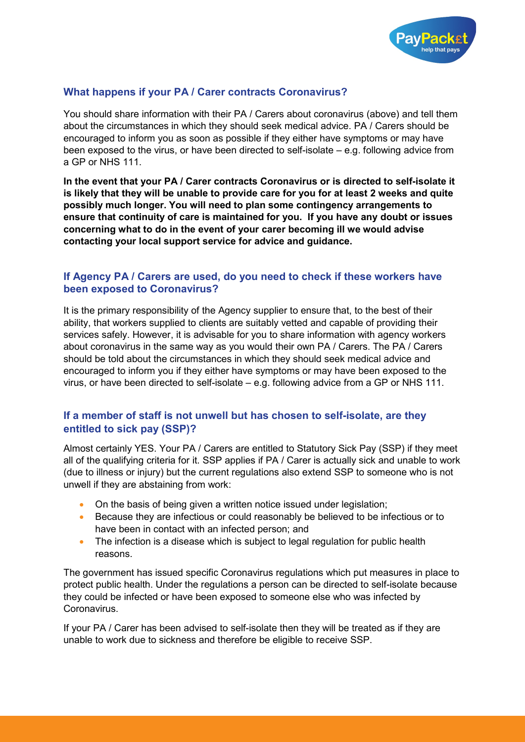## What happens if your PA / Carer contracts Coronavirus?

You should share information with their PA / Carers about coronavirus (above) and tell them about the circumstances in which they should seek medical advice. PA / Carers should be encouraged to inform you as soon as possible if they either have symptoms or may have been exposed to the virus, or have been directed to self-isolate – e.g. following advice from a GP or NHS 111.

**In the event that your PA / Carer contracts Coronavirus or is directed to self-isolate it is likely that they will be unable to provide care for you for at least 2 weeks and quite possibly much longer. You will need to plan some contingency arrangements to ensure that continuity of care is maintained for you. If you have any doubt or issues concerning what to do in the event of your carer becoming ill we would advise contacting your local support service for advice and guidance.**

## If Agency PA / Carers are used, do you need to check if these workers have been exposed to Coronavirus?

It is the primary responsibility of the Agency supplier to ensure that, to the best of their ability, that workers supplied to clients are suitably vetted and capable of providing their services safely. However, it is advisable for you to share information with agency workers about coronavirus in the same way as you would their own PA / Carers. The PA / Carers should be told about the circumstances in which they should seek medical advice and encouraged to inform you if they either have symptoms or may have been exposed to the virus, or have been directed to self-isolate – e.g. following advice from a GP or NHS 111.

## If a member of staff is not unwell but has chosen to self-isolate, are they entitled to sick pay (SSP)?

Almost certainly YES. Your PA / Carers are entitled to Statutory Sick Pay (SSP) if they meet all of the qualifying criteria for it. SSP applies if PA / Carer is actually sick and unable to work (due to illness or injury) but the current regulations also extend SSP to someone who is not unwell if they are abstaining from work:

- On the basis of being given a written notice issued under legislation;
- Because they are infectious or could reasonably be believed to be infectious or to have been in contact with an infected person; and
- The infection is a disease which is subject to legal regulation for public health reasons.

The government has issued specific Coronavirus regulations which put measures in place to protect public health. Under the regulations a person can be directed to self-isolate because they could be infected or have been exposed to someone else who was infected by Coronavirus.

If your PA / Carer has been advised to self-isolate then they will be treated as if they are unable to work due to sickness and therefore be eligible to receive SSP.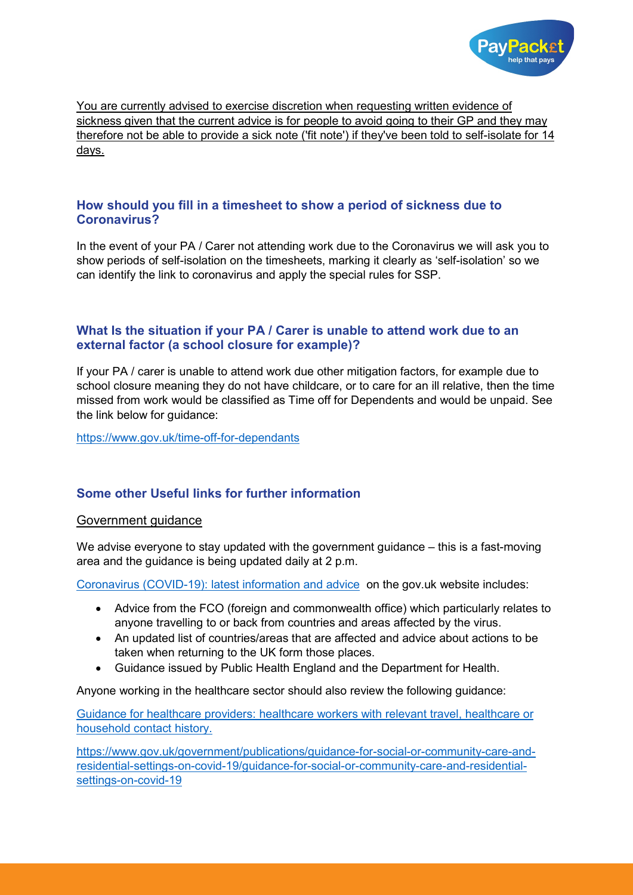You are currently advised to exercise discretion when requesting written evidence of sickness given that the current advice is for people to avoid going to their GP and they may therefore not be able to provide a sick note ('fit note') if they've been told to self-isolate for 14 days.

### How should you fill in a timesheet to show a period of sickness due to Coronavirus?

In the event of your PA / Carer not attending work due to the Coronavirus we will ask you to show periods of self-isolation on the timesheets, marking it clearly as 'self-isolation' so we can identify the link to coronavirus and apply the special rules for SSP.

### What Is the situation if your PA / Carer is unable to attend work due to an external factor (a school closure for example)?

If your PA / carer is unable to attend work due other mitigation factors, for example due to school closure meaning they do not have childcare, or to care for an ill relative, then the time missed from work would be classified as Time off for Dependents and would be unpaid. See the link below for guidance:

https://www.gov.uk/time-off-for-dependants

### Some other Useful links for further information

Government guidance

We advise everyone to stay updated with the government guidance – this is a fast-moving area and the guidance is being updated daily at 2 p.m.

Coronavirus (COVID-19): latest information and advice on the gov.uk website includes:

- Advice from the FCO (foreign and commonwealth office) which particularly relates to anyone travelling to or back from countries and areas affected by the virus.
- An updated list of countries/areas that are affected and advice about actions to be taken when returning to the UK form those places.
- Guidance issued by Public Health England and the Department for Health.

Anyone working in the healthcare sector should also review the following guidance:

Guidance for healthcare providers: healthcare workers with relevant travel, healthcare or household contact history.

https://www.gov.uk/government/publications/guidance-for-social-or-community-care-and-residential-settings-on-covid-19/guidance-for-social-or-community-care-and-residential-settings-on-covid-19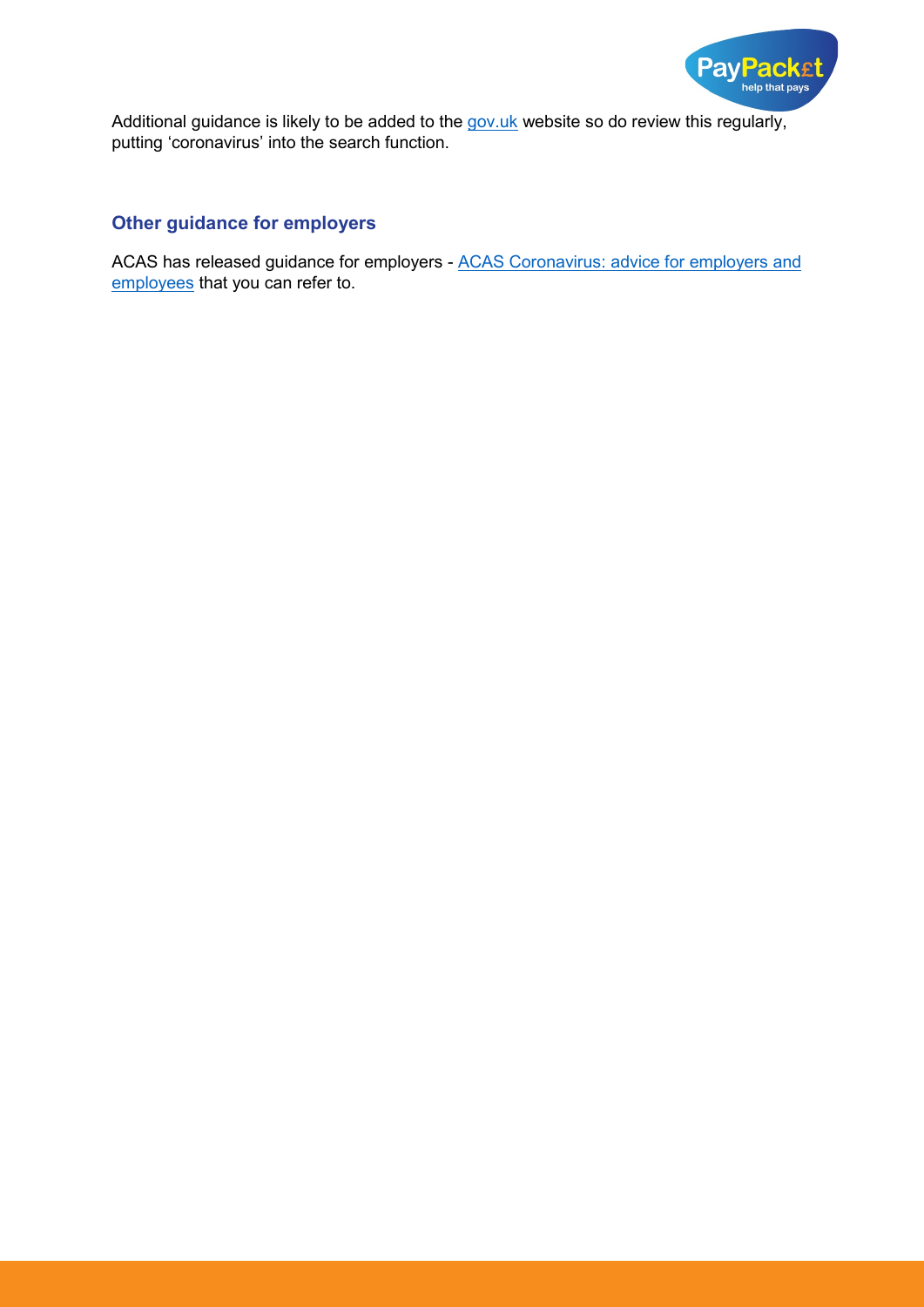Additional guidance is likely to be added to the gov.uk website so do review this regularly, putting 'coronavirus' into the search function.

## Other guidance for employers

ACAS has released guidance for employers - ACAS Coronavirus: advice for employers and employees that you can refer to.